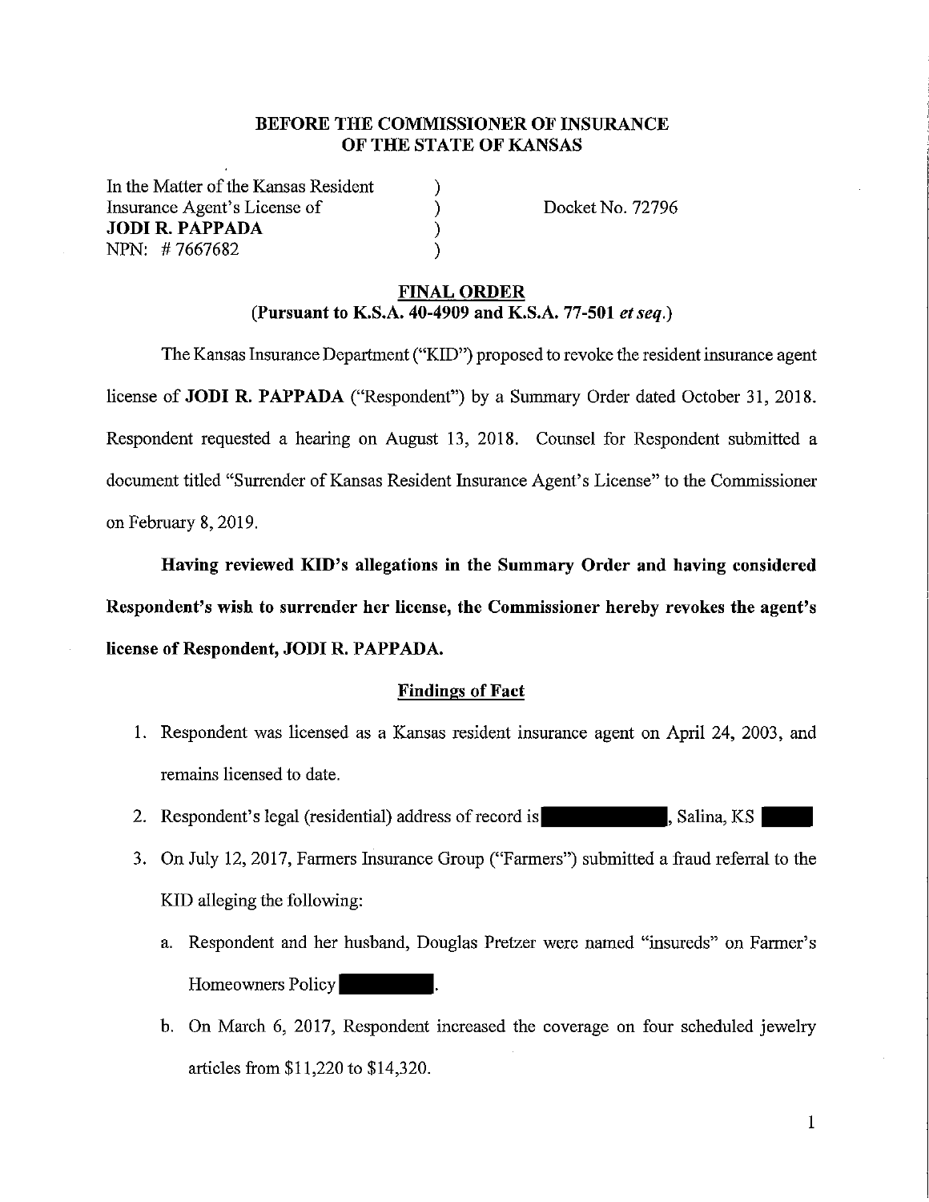**BEFORE THE COMMISSIONER OF INSURANCE**
**OF THE STATE OF KANSAS**

In the Matter of the Kansas Resident )
Insurance Agent's License of )
**JODI R. PAPPADA** )
NPN: # 7667682 )

Docket No. 72796

## FINAL ORDER
**(Pursuant to K.S.A. 40-4909 and K.S.A. 77-501 *et seq.*)**

The Kansas Insurance Department ("KID") proposed to revoke the resident insurance agent license of **JODI R. PAPPADA** ("Respondent") by a Summary Order dated October 31, 2018. Respondent requested a hearing on August 13, 2018. Counsel for Respondent submitted a document titled "Surrender of Kansas Resident Insurance Agent's License" to the Commissioner on February 8, 2019.

**Having reviewed KID's allegations in the Summary Order and having considered Respondent's wish to surrender her license, the Commissioner hereby revokes the agent's license of Respondent, JODI R. PAPPADA.**

### Findings of Fact

1. Respondent was licensed as a Kansas resident insurance agent on April 24, 2003, and remains licensed to date.
2. Respondent's legal (residential) address of record is ██████████, Salina, KS █████
3. On July 12, 2017, Farmers Insurance Group ("Farmers") submitted a fraud referral to the KID alleging the following:
   a. Respondent and her husband, Douglas Pretzer were named "insureds" on Farmer's Homeowners Policy ████████.
   b. On March 6, 2017, Respondent increased the coverage on four scheduled jewelry articles from $11,220 to $14,320.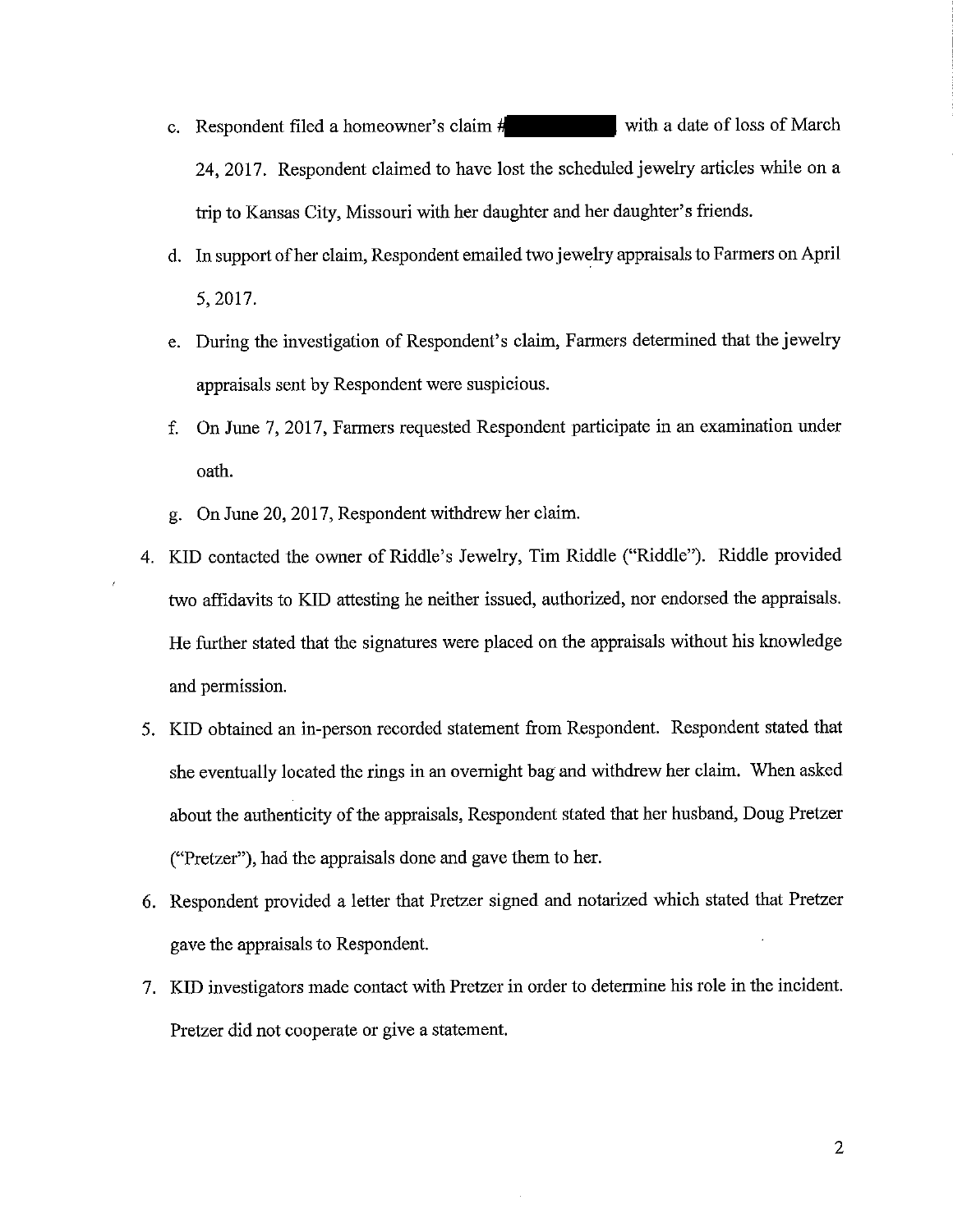c. Respondent filed a homeowner's claim # [REDACTED] with a date of loss of March 24, 2017. Respondent claimed to have lost the scheduled jewelry articles while on a trip to Kansas City, Missouri with her daughter and her daughter's friends.

d. In support of her claim, Respondent emailed two jewelry appraisals to Farmers on April 5, 2017.

e. During the investigation of Respondent's claim, Farmers determined that the jewelry appraisals sent by Respondent were suspicious.

f. On June 7, 2017, Farmers requested Respondent participate in an examination under oath.

g. On June 20, 2017, Respondent withdrew her claim.

4. KID contacted the owner of Riddle's Jewelry, Tim Riddle ("Riddle"). Riddle provided two affidavits to KID attesting he neither issued, authorized, nor endorsed the appraisals. He further stated that the signatures were placed on the appraisals without his knowledge and permission.

5. KID obtained an in-person recorded statement from Respondent. Respondent stated that she eventually located the rings in an overnight bag and withdrew her claim. When asked about the authenticity of the appraisals, Respondent stated that her husband, Doug Pretzer ("Pretzer"), had the appraisals done and gave them to her.

6. Respondent provided a letter that Pretzer signed and notarized which stated that Pretzer gave the appraisals to Respondent.

7. KID investigators made contact with Pretzer in order to determine his role in the incident. Pretzer did not cooperate or give a statement.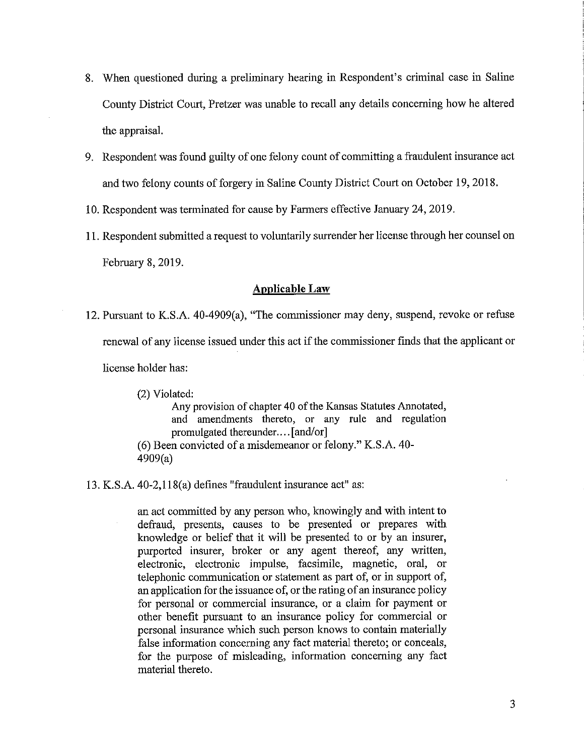8. When questioned during a preliminary hearing in Respondent's criminal case in Saline County District Court, Pretzer was unable to recall any details concerning how he altered the appraisal.

9. Respondent was found guilty of one felony count of committing a fraudulent insurance act and two felony counts of forgery in Saline County District Court on October 19, 2018.

10. Respondent was terminated for cause by Farmers effective January 24, 2019.

11. Respondent submitted a request to voluntarily surrender her license through her counsel on February 8, 2019.

## Applicable Law

12. Pursuant to K.S.A. 40-4909(a), "The commissioner may deny, suspend, revoke or refuse renewal of any license issued under this act if the commissioner finds that the applicant or license holder has:

> (2) Violated:
>
> > Any provision of chapter 40 of the Kansas Statutes Annotated, and amendments thereto, or any rule and regulation promulgated thereunder.... [and/or]
>
> (6) Been convicted of a misdemeanor or felony." K.S.A. 40-4909(a)

13. K.S.A. 40-2,118(a) defines "fraudulent insurance act" as:

> an act committed by any person who, knowingly and with intent to defraud, presents, causes to be presented or prepares with knowledge or belief that it will be presented to or by an insurer, purported insurer, broker or any agent thereof, any written, electronic, electronic impulse, facsimile, magnetic, oral, or telephonic communication or statement as part of, or in support of, an application for the issuance of, or the rating of an insurance policy for personal or commercial insurance, or a claim for payment or other benefit pursuant to an insurance policy for commercial or personal insurance which such person knows to contain materially false information concerning any fact material thereto; or conceals, for the purpose of misleading, information concerning any fact material thereto.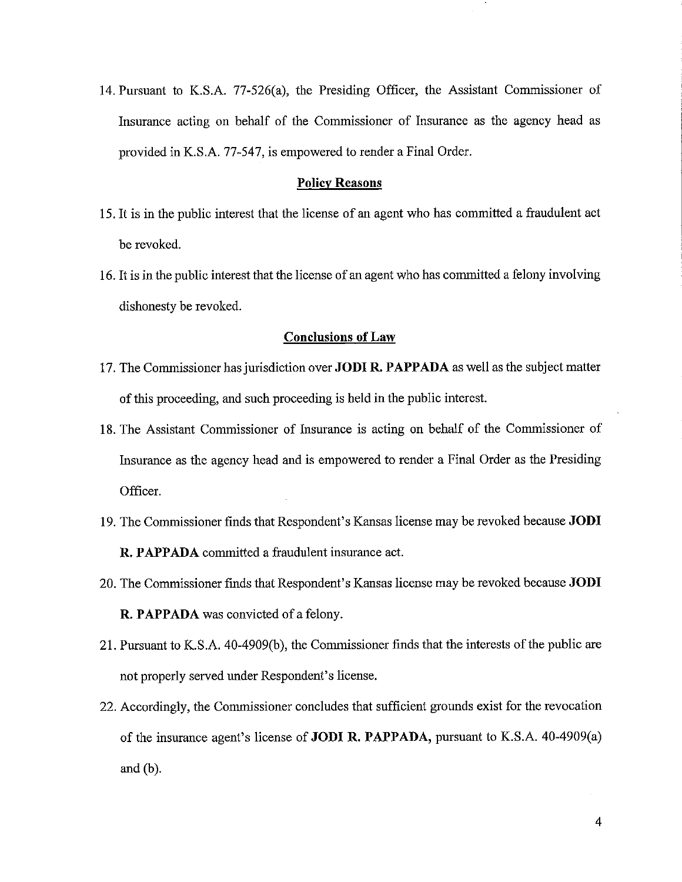14. Pursuant to K.S.A. 77-526(a), the Presiding Officer, the Assistant Commissioner of Insurance acting on behalf of the Commissioner of Insurance as the agency head as provided in K.S.A. 77-547, is empowered to render a Final Order.

## Policy Reasons

15. It is in the public interest that the license of an agent who has committed a fraudulent act be revoked.

16. It is in the public interest that the license of an agent who has committed a felony involving dishonesty be revoked.

## Conclusions of Law

17. The Commissioner has jurisdiction over **JODI R. PAPPADA** as well as the subject matter of this proceeding, and such proceeding is held in the public interest.

18. The Assistant Commissioner of Insurance is acting on behalf of the Commissioner of Insurance as the agency head and is empowered to render a Final Order as the Presiding Officer.

19. The Commissioner finds that Respondent's Kansas license may be revoked because **JODI R. PAPPADA** committed a fraudulent insurance act.

20. The Commissioner finds that Respondent's Kansas license may be revoked because **JODI R. PAPPADA** was convicted of a felony.

21. Pursuant to K.S.A. 40-4909(b), the Commissioner finds that the interests of the public are not properly served under Respondent's license.

22. Accordingly, the Commissioner concludes that sufficient grounds exist for the revocation of the insurance agent's license of **JODI R. PAPPADA,** pursuant to K.S.A. 40-4909(a) and (b).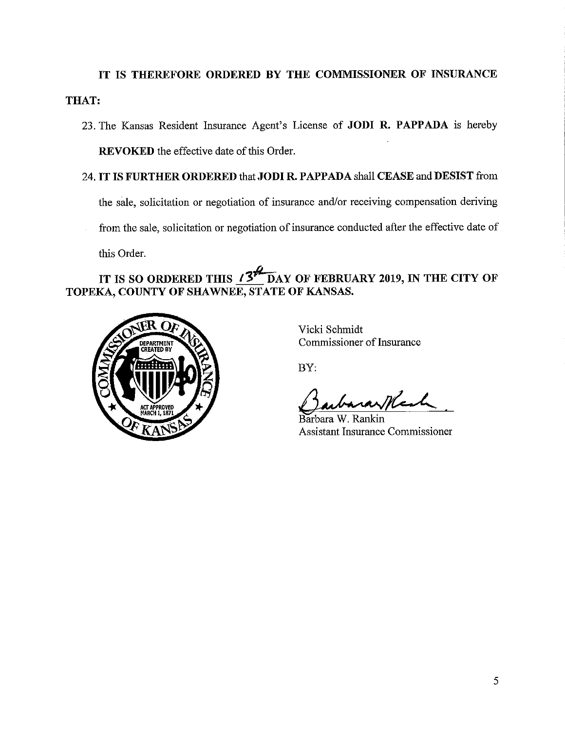**IT IS THEREFORE ORDERED BY THE COMMISSIONER OF INSURANCE THAT:**

23. The Kansas Resident Insurance Agent's License of **JODI R. PAPPADA** is hereby **REVOKED** the effective date of this Order.

24. **IT IS FURTHER ORDERED** that **JODI R. PAPPADA** shall **CEASE** and **DESIST** from the sale, solicitation or negotiation of insurance and/or receiving compensation deriving from the sale, solicitation or negotiation of insurance conducted after the effective date of this Order.

**IT IS SO ORDERED THIS 13th DAY OF FEBRUARY 2019, IN THE CITY OF TOPEKA, COUNTY OF SHAWNEE, STATE OF KANSAS.**

Vicki Schmidt
Commissioner of Insurance

BY:

Barbara W. Rankin
Assistant Insurance Commissioner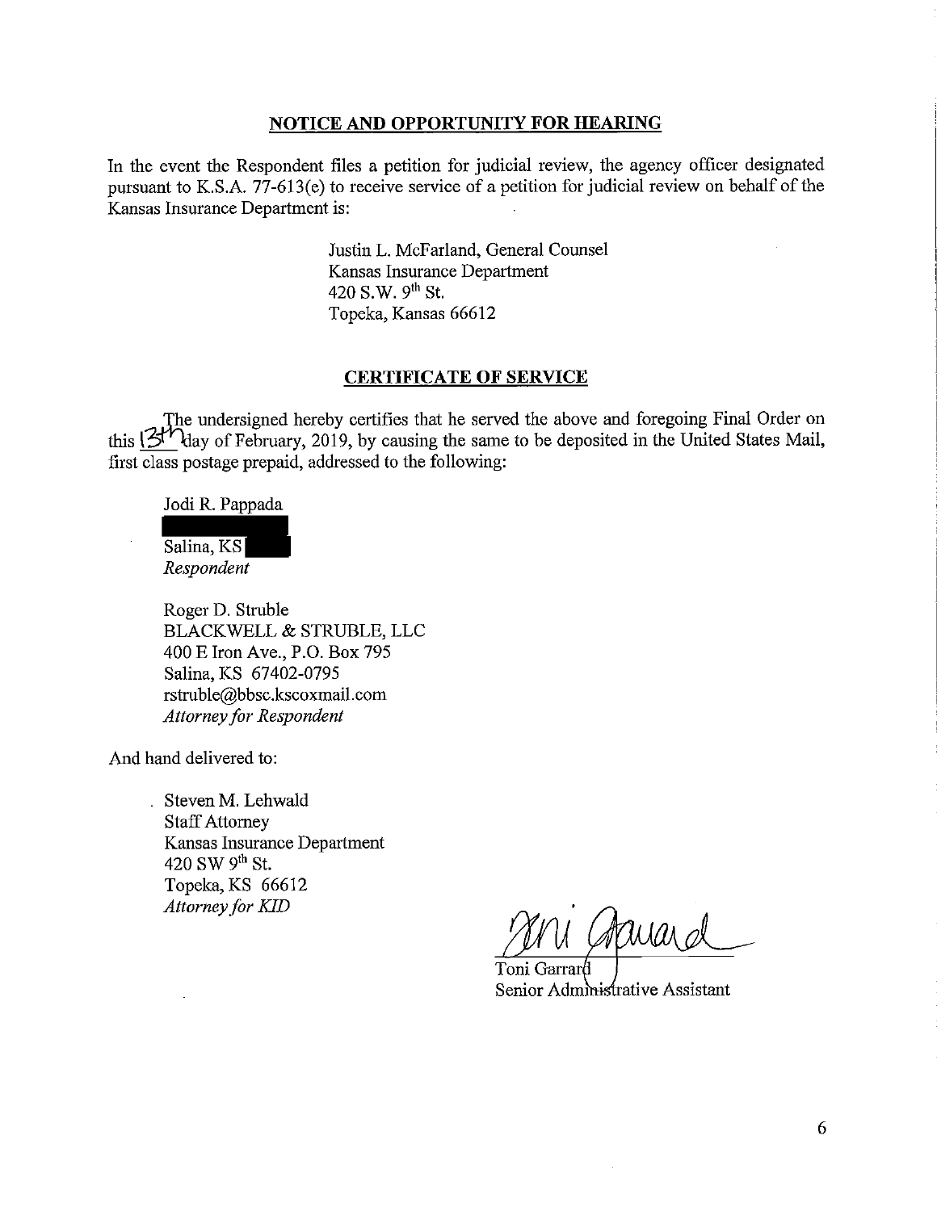## NOTICE AND OPPORTUNITY FOR HEARING

In the event the Respondent files a petition for judicial review, the agency officer designated pursuant to K.S.A. 77-613(e) to receive service of a petition for judicial review on behalf of the Kansas Insurance Department is:

> Justin L. McFarland, General Counsel
> Kansas Insurance Department
> 420 S.W. 9th St.
> Topeka, Kansas 66612

## CERTIFICATE OF SERVICE

The undersigned hereby certifies that he served the above and foregoing Final Order on this 13th day of February, 2019, by causing the same to be deposited in the United States Mail, first class postage prepaid, addressed to the following:

> Jodi R. Pappada
> [REDACTED]
> Salina, KS [REDACTED]
> *Respondent*
>
> Roger D. Struble
> BLACKWELL & STRUBLE, LLC
> 400 E Iron Ave., P.O. Box 795
> Salina, KS 67402-0795
> rstruble@bbsc.kscoxmail.com
> *Attorney for Respondent*

And hand delivered to:

> Steven M. Lehwald
> Staff Attorney
> Kansas Insurance Department
> 420 SW 9th St.
> Topeka, KS 66612
> *Attorney for KID*

Toni Garrard
Senior Administrative Assistant